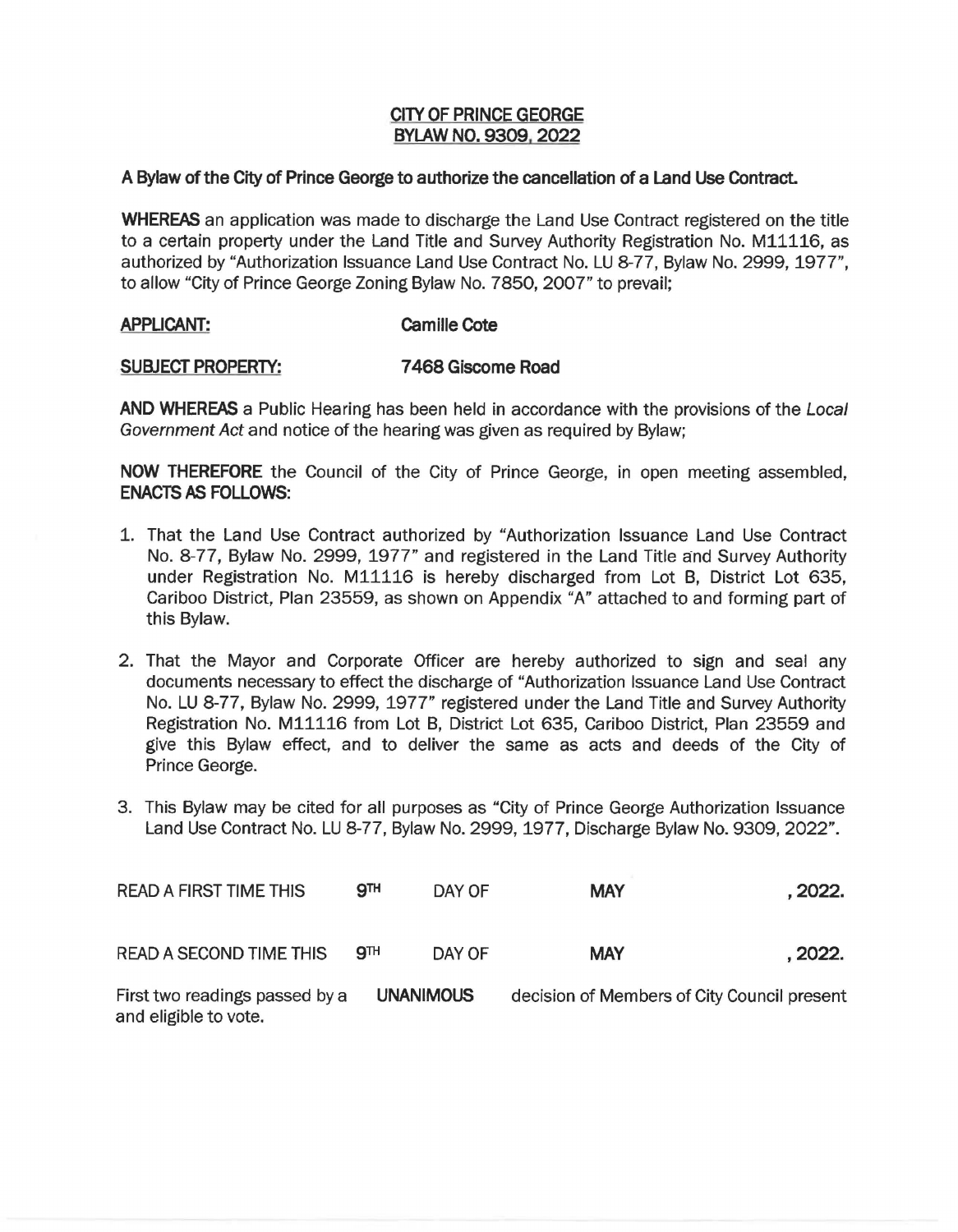# CITY OF PRINCE GEORGE
# BYLAW NO. 9309, 2022

**A Bylaw of the City of Prince George to authorize the cancellation of a Land Use Contract.**

**WHEREAS** an application was made to discharge the Land Use Contract registered on the title to a certain property under the Land Title and Survey Authority Registration No. M11116, as authorized by "Authorization Issuance Land Use Contract No. LU 8-77, Bylaw No. 2999, 1977", to allow "City of Prince George Zoning Bylaw No. 7850, 2007" to prevail;

**APPLICANT:** **Camille Cote**

**SUBJECT PROPERTY:** **7468 Giscome Road**

**AND WHEREAS** a Public Hearing has been held in accordance with the provisions of the *Local Government Act* and notice of the hearing was given as required by Bylaw;

**NOW THEREFORE** the Council of the City of Prince George, in open meeting assembled, **ENACTS AS FOLLOWS:**

1. That the Land Use Contract authorized by "Authorization Issuance Land Use Contract No. 8-77, Bylaw No. 2999, 1977" and registered in the Land Title and Survey Authority under Registration No. M11116 is hereby discharged from Lot B, District Lot 635, Cariboo District, Plan 23559, as shown on Appendix "A" attached to and forming part of this Bylaw.

2. That the Mayor and Corporate Officer are hereby authorized to sign and seal any documents necessary to effect the discharge of "Authorization Issuance Land Use Contract No. LU 8-77, Bylaw No. 2999, 1977" registered under the Land Title and Survey Authority Registration No. M11116 from Lot B, District Lot 635, Cariboo District, Plan 23559 and give this Bylaw effect, and to deliver the same as acts and deeds of the City of Prince George.

3. This Bylaw may be cited for all purposes as "City of Prince George Authorization Issuance Land Use Contract No. LU 8-77, Bylaw No. 2999, 1977, Discharge Bylaw No. 9309, 2022".

READ A FIRST TIME THIS **9TH** DAY OF **MAY**, **2022.**

READ A SECOND TIME THIS **9TH** DAY OF **MAY**, **2022.**

First two readings passed by a **UNANIMOUS** decision of Members of City Council present and eligible to vote.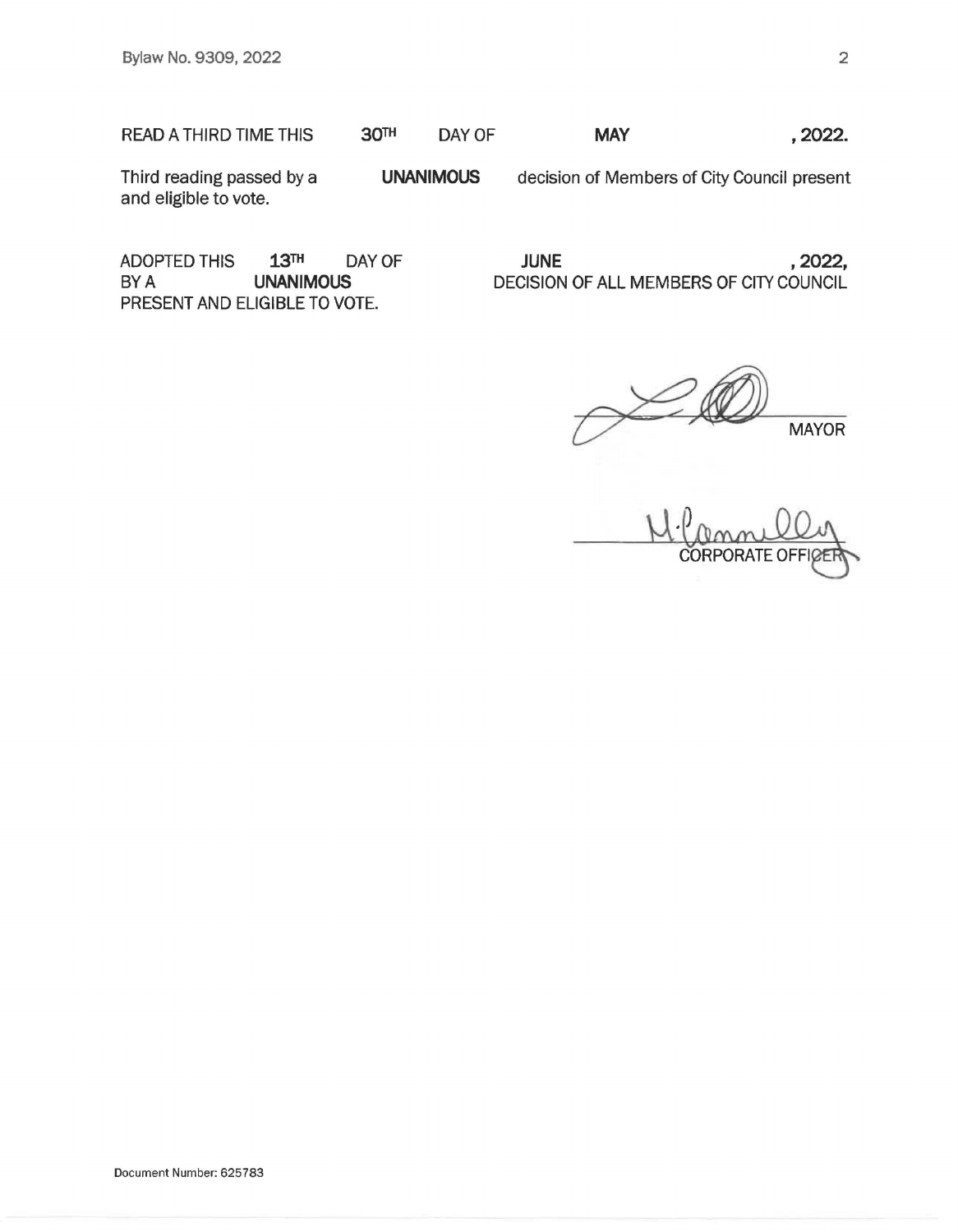READ A THIRD TIME THIS **30TH** DAY OF **MAY** **, 2022.**

Third reading passed by a **UNANIMOUS** decision of Members of City Council present and eligible to vote.

ADOPTED THIS **13TH** DAY OF **JUNE** **, 2022,** BY A **UNANIMOUS** DECISION OF ALL MEMBERS OF CITY COUNCIL PRESENT AND ELIGIBLE TO VOTE.

MAYOR

CORPORATE OFFICER

Document Number: 625783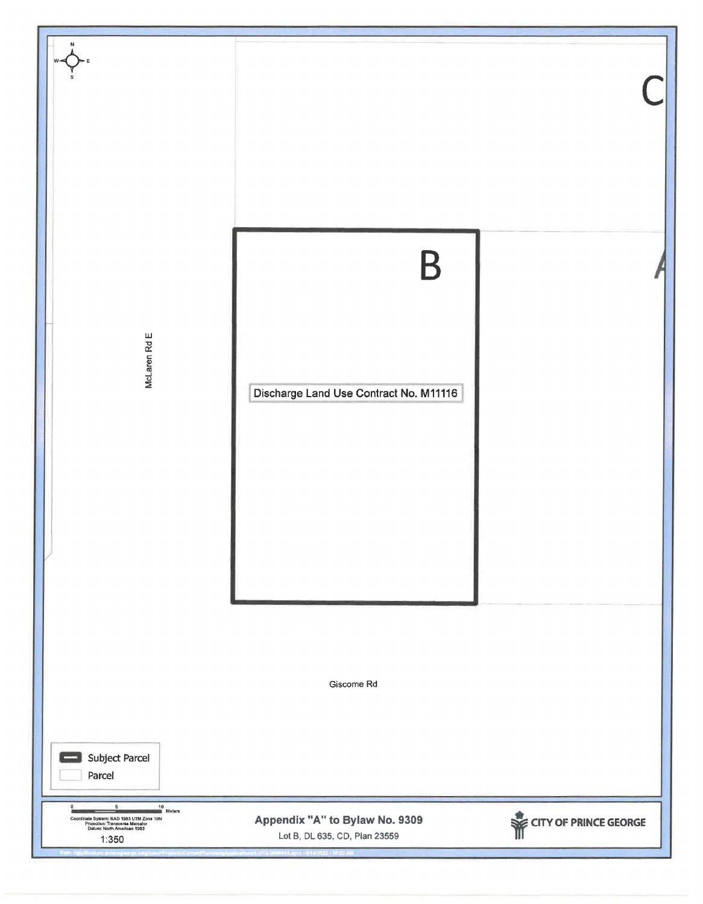N

W E

S

C

B

A

McLaren Rd E

Discharge Land Use Contract No. M11116

Giscome Rd

Subject Parcel

Parcel

0 5 10 Meters

Coordinate System: NAD 1983 UTM Zone 10N
Projection: Transverse Mercator
Datum: North American 1983

1:350

**Appendix "A" to Bylaw No. 9309**

Lot B, DL 635, CD, Plan 23559

**CITY OF PRINCE GEORGE**